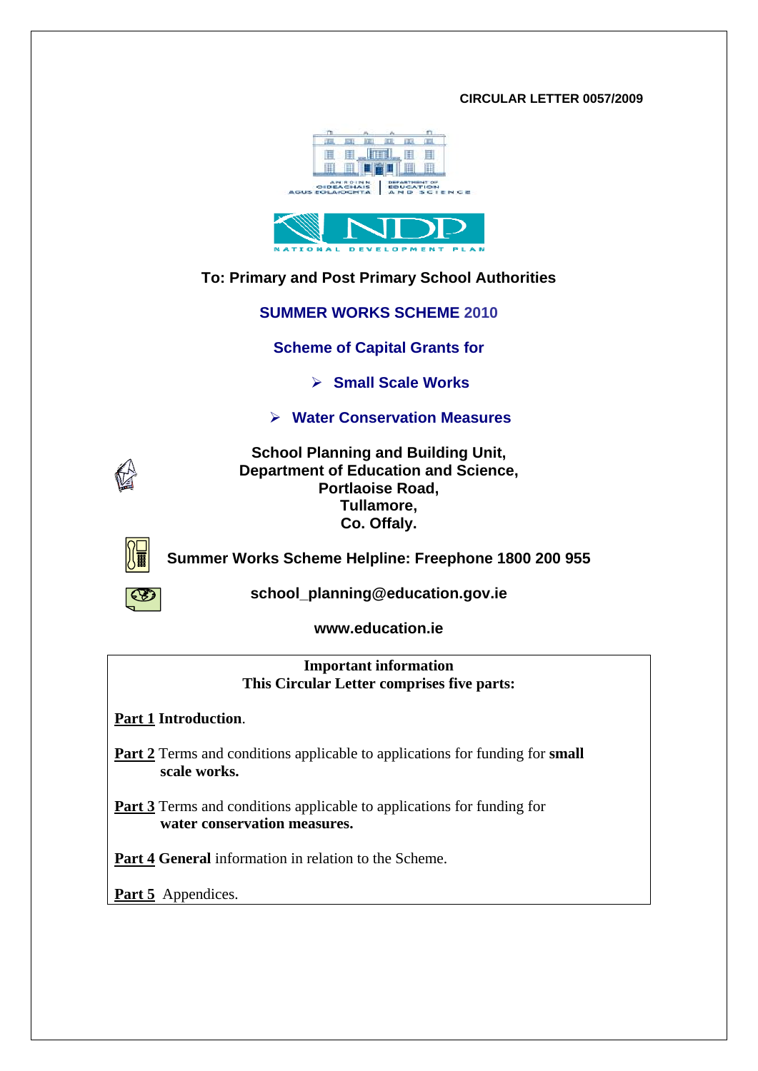**CIRCULAR LETTER 0057/2009**

**To: Primary and Post Primary School Authorities**

# SUMMER WORKS SCHEME 2010

## Scheme of Capital Grants for

- **Small Scale Works**
- **Water Conservation Measures**

**School Planning and Building Unit,**
**Department of Education and Science,**
**Portlaoise Road,**
**Tullamore,**
**Co. Offaly.**

**Summer Works Scheme Helpline: Freephone 1800 200 955**

**school_planning@education.gov.ie**

**www.education.ie**

---

**Important information**
**This Circular Letter comprises five parts:**

**Part 1 Introduction**.

**Part 2** Terms and conditions applicable to applications for funding for **small scale works.**

**Part 3** Terms and conditions applicable to applications for funding for **water conservation measures.**

**Part 4 General** information in relation to the Scheme.

**Part 5** Appendices.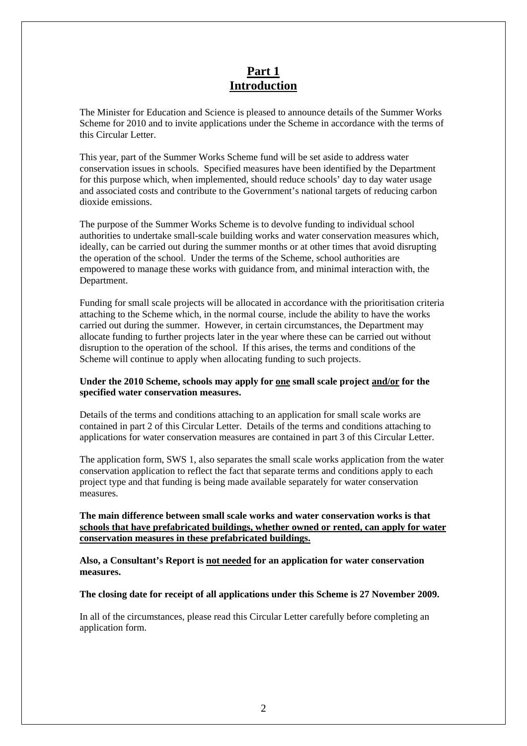# Part 1
# Introduction

The Minister for Education and Science is pleased to announce details of the Summer Works Scheme for 2010 and to invite applications under the Scheme in accordance with the terms of this Circular Letter.

This year, part of the Summer Works Scheme fund will be set aside to address water conservation issues in schools. Specified measures have been identified by the Department for this purpose which, when implemented, should reduce schools' day to day water usage and associated costs and contribute to the Government's national targets of reducing carbon dioxide emissions.

The purpose of the Summer Works Scheme is to devolve funding to individual school authorities to undertake small-scale building works and water conservation measures which, ideally, can be carried out during the summer months or at other times that avoid disrupting the operation of the school. Under the terms of the Scheme, school authorities are empowered to manage these works with guidance from, and minimal interaction with, the Department.

Funding for small scale projects will be allocated in accordance with the prioritisation criteria attaching to the Scheme which, in the normal course, include the ability to have the works carried out during the summer. However, in certain circumstances, the Department may allocate funding to further projects later in the year where these can be carried out without disruption to the operation of the school. If this arises, the terms and conditions of the Scheme will continue to apply when allocating funding to such projects.

**Under the 2010 Scheme, schools may apply for <u>one</u> small scale project <u>and/or</u> for the specified water conservation measures.**

Details of the terms and conditions attaching to an application for small scale works are contained in part 2 of this Circular Letter. Details of the terms and conditions attaching to applications for water conservation measures are contained in part 3 of this Circular Letter.

The application form, SWS 1, also separates the small scale works application from the water conservation application to reflect the fact that separate terms and conditions apply to each project type and that funding is being made available separately for water conservation measures.

**The main difference between small scale works and water conservation works is that <u>schools that have prefabricated buildings, whether owned or rented, can apply for water conservation measures in these prefabricated buildings.</u>**

**Also, a Consultant's Report is <u>not needed</u> for an application for water conservation measures.**

**The closing date for receipt of all applications under this Scheme is 27 November 2009.**

In all of the circumstances, please read this Circular Letter carefully before completing an application form.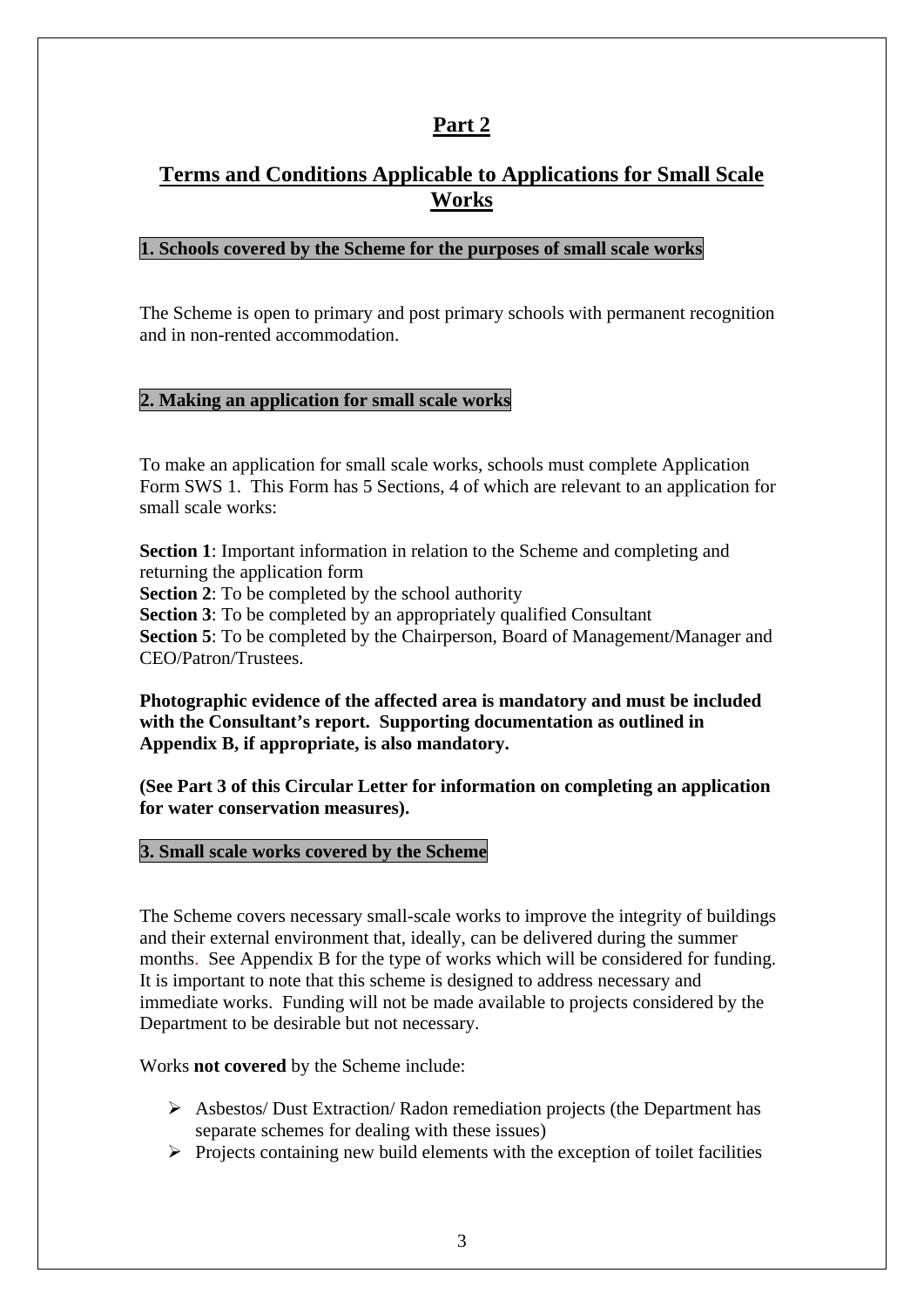# Part 2

## Terms and Conditions Applicable to Applications for Small Scale Works

### 1. Schools covered by the Scheme for the purposes of small scale works

The Scheme is open to primary and post primary schools with permanent recognition and in non-rented accommodation.

### 2. Making an application for small scale works

To make an application for small scale works, schools must complete Application Form SWS 1. This Form has 5 Sections, 4 of which are relevant to an application for small scale works:

**Section 1**: Important information in relation to the Scheme and completing and returning the application form
**Section 2**: To be completed by the school authority
**Section 3**: To be completed by an appropriately qualified Consultant
**Section 5**: To be completed by the Chairperson, Board of Management/Manager and CEO/Patron/Trustees.

**Photographic evidence of the affected area is mandatory and must be included with the Consultant's report. Supporting documentation as outlined in Appendix B, if appropriate, is also mandatory.**

**(See Part 3 of this Circular Letter for information on completing an application for water conservation measures).**

### 3. Small scale works covered by the Scheme

The Scheme covers necessary small-scale works to improve the integrity of buildings and their external environment that, ideally, can be delivered during the summer months. See Appendix B for the type of works which will be considered for funding. It is important to note that this scheme is designed to address necessary and immediate works. Funding will not be made available to projects considered by the Department to be desirable but not necessary.

Works **not covered** by the Scheme include:

- Asbestos/ Dust Extraction/ Radon remediation projects (the Department has separate schemes for dealing with these issues)
- Projects containing new build elements with the exception of toilet facilities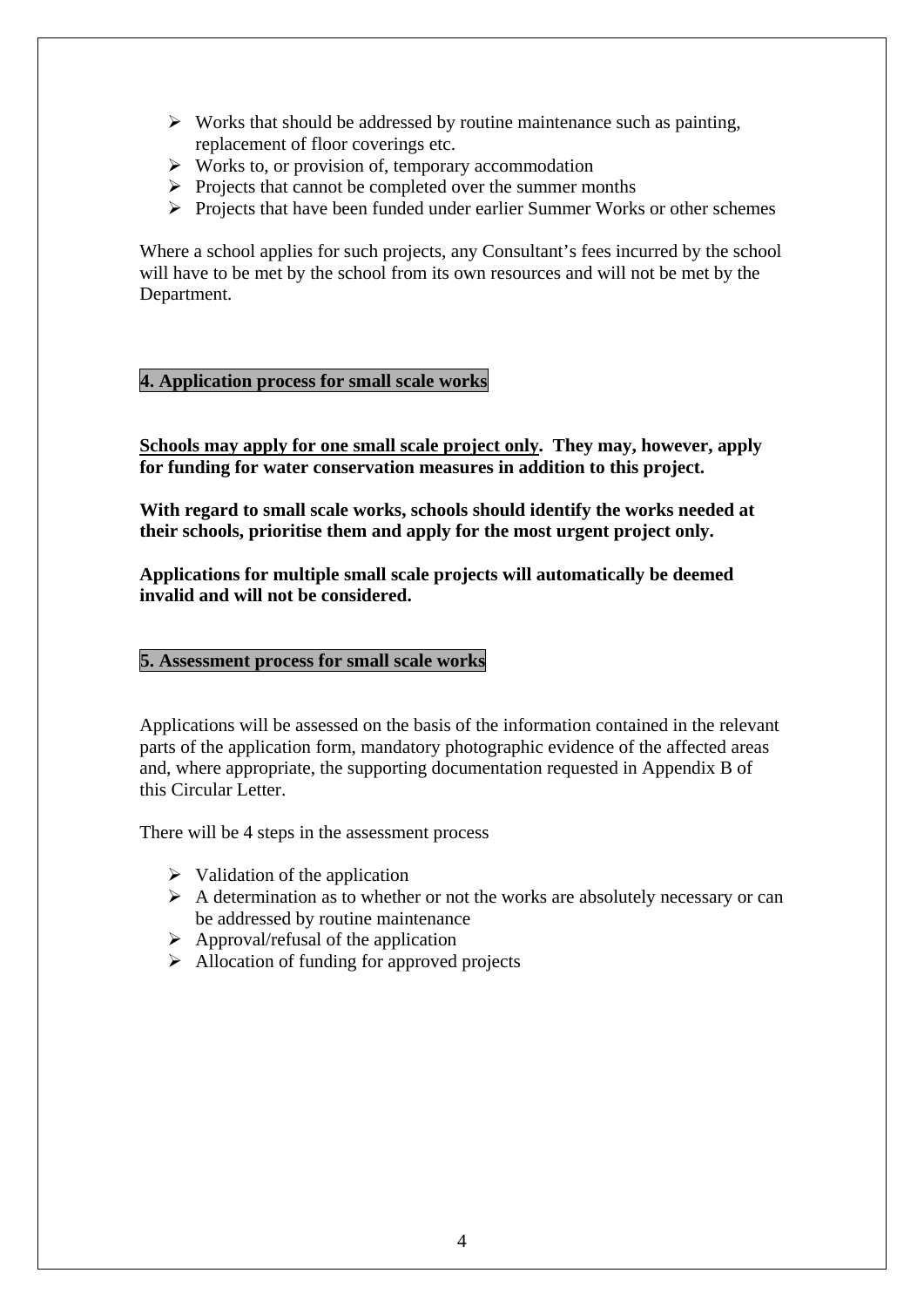- Works that should be addressed by routine maintenance such as painting, replacement of floor coverings etc.
- Works to, or provision of, temporary accommodation
- Projects that cannot be completed over the summer months
- Projects that have been funded under earlier Summer Works or other schemes

Where a school applies for such projects, any Consultant's fees incurred by the school will have to be met by the school from its own resources and will not be met by the Department.

## 4. Application process for small scale works

**Schools may apply for one small scale project only. They may, however, apply for funding for water conservation measures in addition to this project.**

**With regard to small scale works, schools should identify the works needed at their schools, prioritise them and apply for the most urgent project only.**

**Applications for multiple small scale projects will automatically be deemed invalid and will not be considered.**

## 5. Assessment process for small scale works

Applications will be assessed on the basis of the information contained in the relevant parts of the application form, mandatory photographic evidence of the affected areas and, where appropriate, the supporting documentation requested in Appendix B of this Circular Letter.

There will be 4 steps in the assessment process

- Validation of the application
- A determination as to whether or not the works are absolutely necessary or can be addressed by routine maintenance
- Approval/refusal of the application
- Allocation of funding for approved projects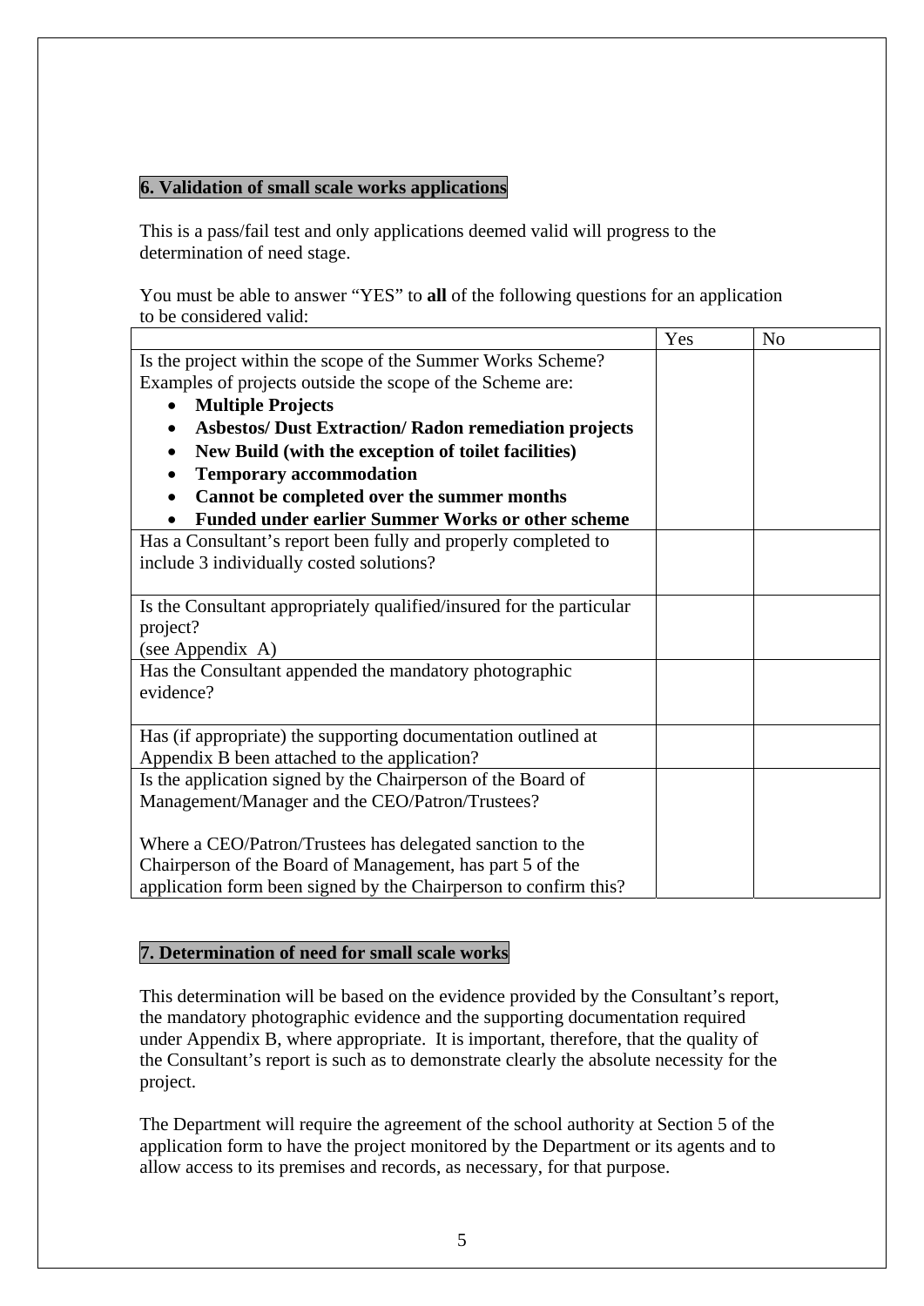## 6. Validation of small scale works applications

This is a pass/fail test and only applications deemed valid will progress to the determination of need stage.

You must be able to answer “YES” to **all** of the following questions for an application to be considered valid:

| | Yes | No |
|---|---|---|
| Is the project within the scope of the Summer Works Scheme? Examples of projects outside the scope of the Scheme are: <br>• **Multiple Projects** <br>• **Asbestos/ Dust Extraction/ Radon remediation projects** <br>• **New Build (with the exception of toilet facilities)** <br>• **Temporary accommodation** <br>• **Cannot be completed over the summer months** <br>• **Funded under earlier Summer Works or other scheme** | | |
| Has a Consultant’s report been fully and properly completed to include 3 individually costed solutions? | | |
| Is the Consultant appropriately qualified/insured for the particular project? (see Appendix A) | | |
| Has the Consultant appended the mandatory photographic evidence? | | |
| Has (if appropriate) the supporting documentation outlined at Appendix B been attached to the application? | | |
| Is the application signed by the Chairperson of the Board of Management/Manager and the CEO/Patron/Trustees? <br><br>Where a CEO/Patron/Trustees has delegated sanction to the Chairperson of the Board of Management, has part 5 of the application form been signed by the Chairperson to confirm this? | | |

## 7. Determination of need for small scale works

This determination will be based on the evidence provided by the Consultant’s report, the mandatory photographic evidence and the supporting documentation required under Appendix B, where appropriate. It is important, therefore, that the quality of the Consultant’s report is such as to demonstrate clearly the absolute necessity for the project.

The Department will require the agreement of the school authority at Section 5 of the application form to have the project monitored by the Department or its agents and to allow access to its premises and records, as necessary, for that purpose.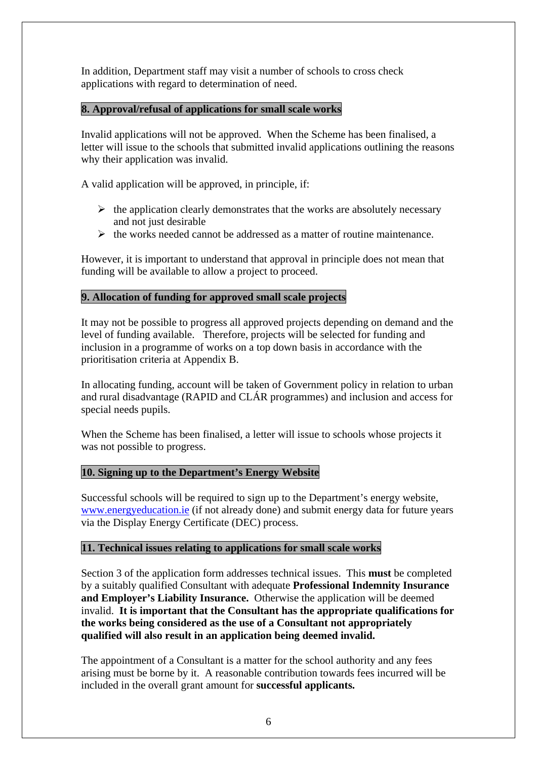In addition, Department staff may visit a number of schools to cross check applications with regard to determination of need.

## 8. Approval/refusal of applications for small scale works

Invalid applications will not be approved. When the Scheme has been finalised, a letter will issue to the schools that submitted invalid applications outlining the reasons why their application was invalid.

A valid application will be approved, in principle, if:

- the application clearly demonstrates that the works are absolutely necessary and not just desirable
- the works needed cannot be addressed as a matter of routine maintenance.

However, it is important to understand that approval in principle does not mean that funding will be available to allow a project to proceed.

## 9. Allocation of funding for approved small scale projects

It may not be possible to progress all approved projects depending on demand and the level of funding available. Therefore, projects will be selected for funding and inclusion in a programme of works on a top down basis in accordance with the prioritisation criteria at Appendix B.

In allocating funding, account will be taken of Government policy in relation to urban and rural disadvantage (RAPID and CLÁR programmes) and inclusion and access for special needs pupils.

When the Scheme has been finalised, a letter will issue to schools whose projects it was not possible to progress.

## 10. Signing up to the Department's Energy Website

Successful schools will be required to sign up to the Department's energy website, www.energyeducation.ie (if not already done) and submit energy data for future years via the Display Energy Certificate (DEC) process.

## 11. Technical issues relating to applications for small scale works

Section 3 of the application form addresses technical issues. This **must** be completed by a suitably qualified Consultant with adequate **Professional Indemnity Insurance and Employer's Liability Insurance.** Otherwise the application will be deemed invalid. **It is important that the Consultant has the appropriate qualifications for the works being considered as the use of a Consultant not appropriately qualified will also result in an application being deemed invalid.**

The appointment of a Consultant is a matter for the school authority and any fees arising must be borne by it. A reasonable contribution towards fees incurred will be included in the overall grant amount for **successful applicants.**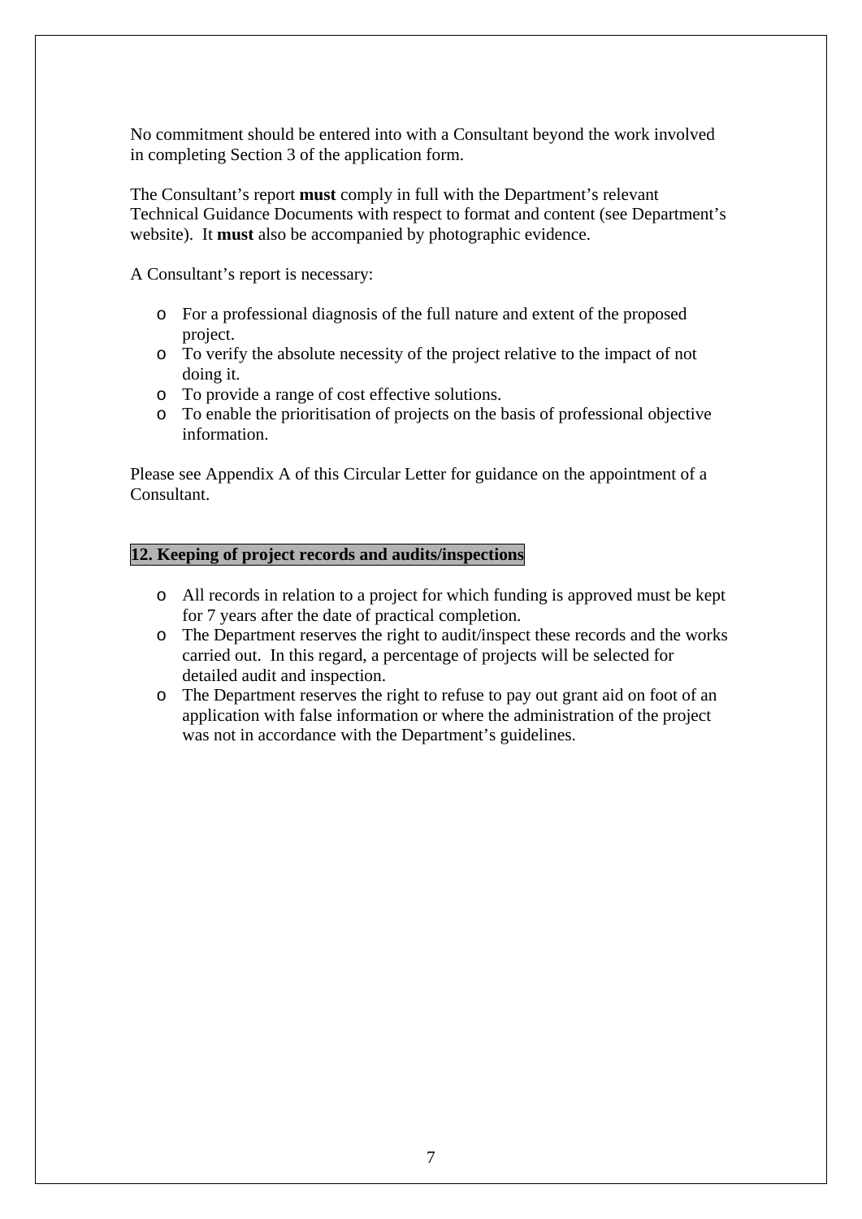No commitment should be entered into with a Consultant beyond the work involved in completing Section 3 of the application form.

The Consultant's report **must** comply in full with the Department's relevant Technical Guidance Documents with respect to format and content (see Department's website). It **must** also be accompanied by photographic evidence.

A Consultant's report is necessary:

- For a professional diagnosis of the full nature and extent of the proposed project.
- To verify the absolute necessity of the project relative to the impact of not doing it.
- To provide a range of cost effective solutions.
- To enable the prioritisation of projects on the basis of professional objective information.

Please see Appendix A of this Circular Letter for guidance on the appointment of a Consultant.

## 12. Keeping of project records and audits/inspections

- All records in relation to a project for which funding is approved must be kept for 7 years after the date of practical completion.
- The Department reserves the right to audit/inspect these records and the works carried out. In this regard, a percentage of projects will be selected for detailed audit and inspection.
- The Department reserves the right to refuse to pay out grant aid on foot of an application with false information or where the administration of the project was not in accordance with the Department's guidelines.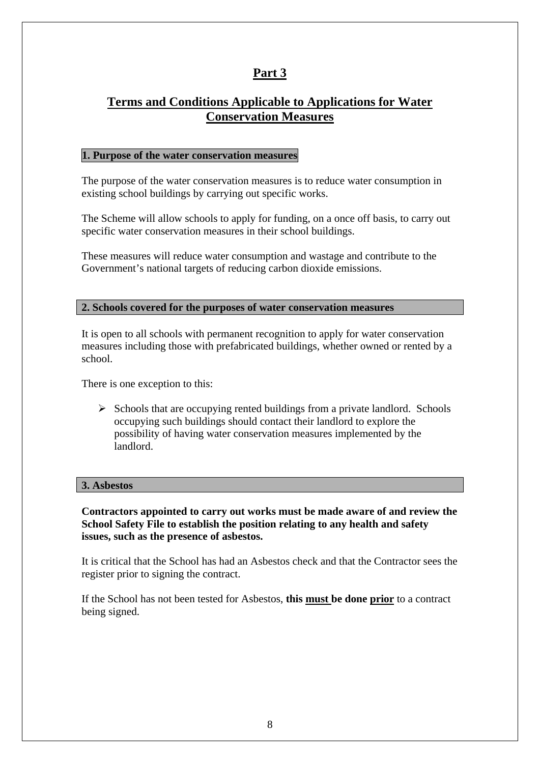# Part 3

## Terms and Conditions Applicable to Applications for Water Conservation Measures

### 1. Purpose of the water conservation measures

The purpose of the water conservation measures is to reduce water consumption in existing school buildings by carrying out specific works.

The Scheme will allow schools to apply for funding, on a once off basis, to carry out specific water conservation measures in their school buildings.

These measures will reduce water consumption and wastage and contribute to the Government's national targets of reducing carbon dioxide emissions.

### 2. Schools covered for the purposes of water conservation measures

It is open to all schools with permanent recognition to apply for water conservation measures including those with prefabricated buildings, whether owned or rented by a school.

There is one exception to this:

- Schools that are occupying rented buildings from a private landlord. Schools occupying such buildings should contact their landlord to explore the possibility of having water conservation measures implemented by the landlord.

### 3. Asbestos

**Contractors appointed to carry out works must be made aware of and review the School Safety File to establish the position relating to any health and safety issues, such as the presence of asbestos.**

It is critical that the School has had an Asbestos check and that the Contractor sees the register prior to signing the contract.

If the School has not been tested for Asbestos, **this must be done prior** to a contract being signed.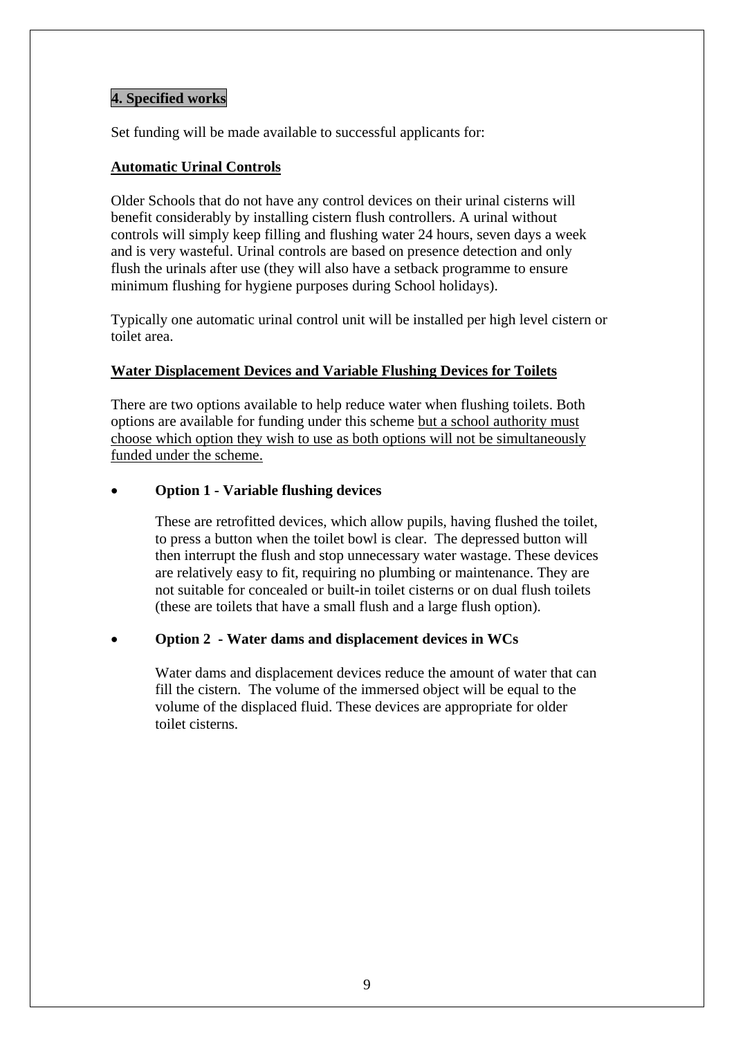## 4. Specified works

Set funding will be made available to successful applicants for:

### Automatic Urinal Controls

Older Schools that do not have any control devices on their urinal cisterns will benefit considerably by installing cistern flush controllers. A urinal without controls will simply keep filling and flushing water 24 hours, seven days a week and is very wasteful. Urinal controls are based on presence detection and only flush the urinals after use (they will also have a setback programme to ensure minimum flushing for hygiene purposes during School holidays).

Typically one automatic urinal control unit will be installed per high level cistern or toilet area.

### Water Displacement Devices and Variable Flushing Devices for Toilets

There are two options available to help reduce water when flushing toilets. Both options are available for funding under this scheme but a school authority must choose which option they wish to use as both options will not be simultaneously funded under the scheme.

- **Option 1 - Variable flushing devices**

  These are retrofitted devices, which allow pupils, having flushed the toilet, to press a button when the toilet bowl is clear. The depressed button will then interrupt the flush and stop unnecessary water wastage. These devices are relatively easy to fit, requiring no plumbing or maintenance. They are not suitable for concealed or built-in toilet cisterns or on dual flush toilets (these are toilets that have a small flush and a large flush option).

- **Option 2 - Water dams and displacement devices in WCs**

  Water dams and displacement devices reduce the amount of water that can fill the cistern. The volume of the immersed object will be equal to the volume of the displaced fluid. These devices are appropriate for older toilet cisterns.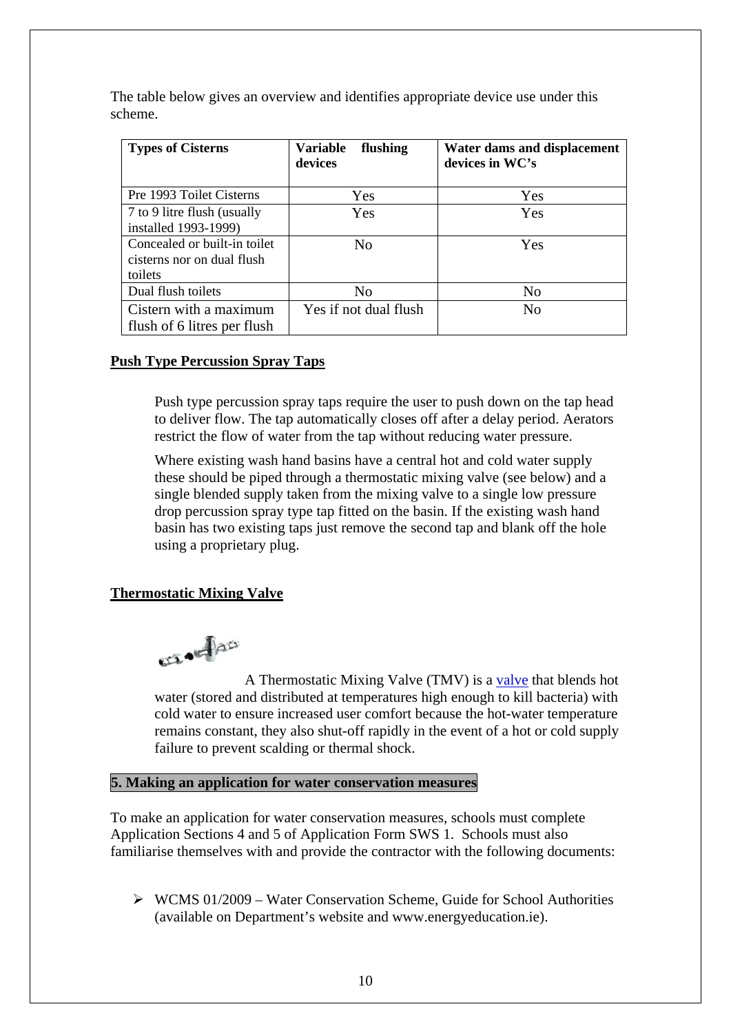The table below gives an overview and identifies appropriate device use under this scheme.

| Types of Cisterns | Variable flushing devices | Water dams and displacement devices in WC's |
|---|---|---|
| Pre 1993 Toilet Cisterns | Yes | Yes |
| 7 to 9 litre flush (usually installed 1993-1999) | Yes | Yes |
| Concealed or built-in toilet cisterns nor on dual flush toilets | No | Yes |
| Dual flush toilets | No | No |
| Cistern with a maximum flush of 6 litres per flush | Yes if not dual flush | No |

**Push Type Percussion Spray Taps**

Push type percussion spray taps require the user to push down on the tap head to deliver flow. The tap automatically closes off after a delay period. Aerators restrict the flow of water from the tap without reducing water pressure.

Where existing wash hand basins have a central hot and cold water supply these should be piped through a thermostatic mixing valve (see below) and a single blended supply taken from the mixing valve to a single low pressure drop percussion spray type tap fitted on the basin. If the existing wash hand basin has two existing taps just remove the second tap and blank off the hole using a proprietary plug.

**Thermostatic Mixing Valve**

A Thermostatic Mixing Valve (TMV) is a valve that blends hot water (stored and distributed at temperatures high enough to kill bacteria) with cold water to ensure increased user comfort because the hot-water temperature remains constant, they also shut-off rapidly in the event of a hot or cold supply failure to prevent scalding or thermal shock.

## 5. Making an application for water conservation measures

To make an application for water conservation measures, schools must complete Application Sections 4 and 5 of Application Form SWS 1. Schools must also familiarise themselves with and provide the contractor with the following documents:

- WCMS 01/2009 – Water Conservation Scheme, Guide for School Authorities (available on Department's website and www.energyeducation.ie).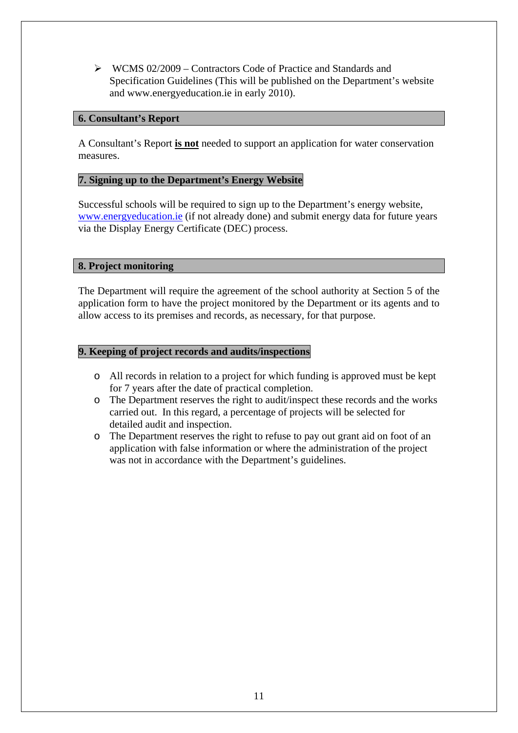- WCMS 02/2009 – Contractors Code of Practice and Standards and Specification Guidelines (This will be published on the Department's website and www.energyeducation.ie in early 2010).

## 6. Consultant's Report

A Consultant's Report **is not** needed to support an application for water conservation measures.

## 7. Signing up to the Department's Energy Website

Successful schools will be required to sign up to the Department's energy website, www.energyeducation.ie (if not already done) and submit energy data for future years via the Display Energy Certificate (DEC) process.

## 8. Project monitoring

The Department will require the agreement of the school authority at Section 5 of the application form to have the project monitored by the Department or its agents and to allow access to its premises and records, as necessary, for that purpose.

## 9. Keeping of project records and audits/inspections

- All records in relation to a project for which funding is approved must be kept for 7 years after the date of practical completion.
- The Department reserves the right to audit/inspect these records and the works carried out. In this regard, a percentage of projects will be selected for detailed audit and inspection.
- The Department reserves the right to refuse to pay out grant aid on foot of an application with false information or where the administration of the project was not in accordance with the Department's guidelines.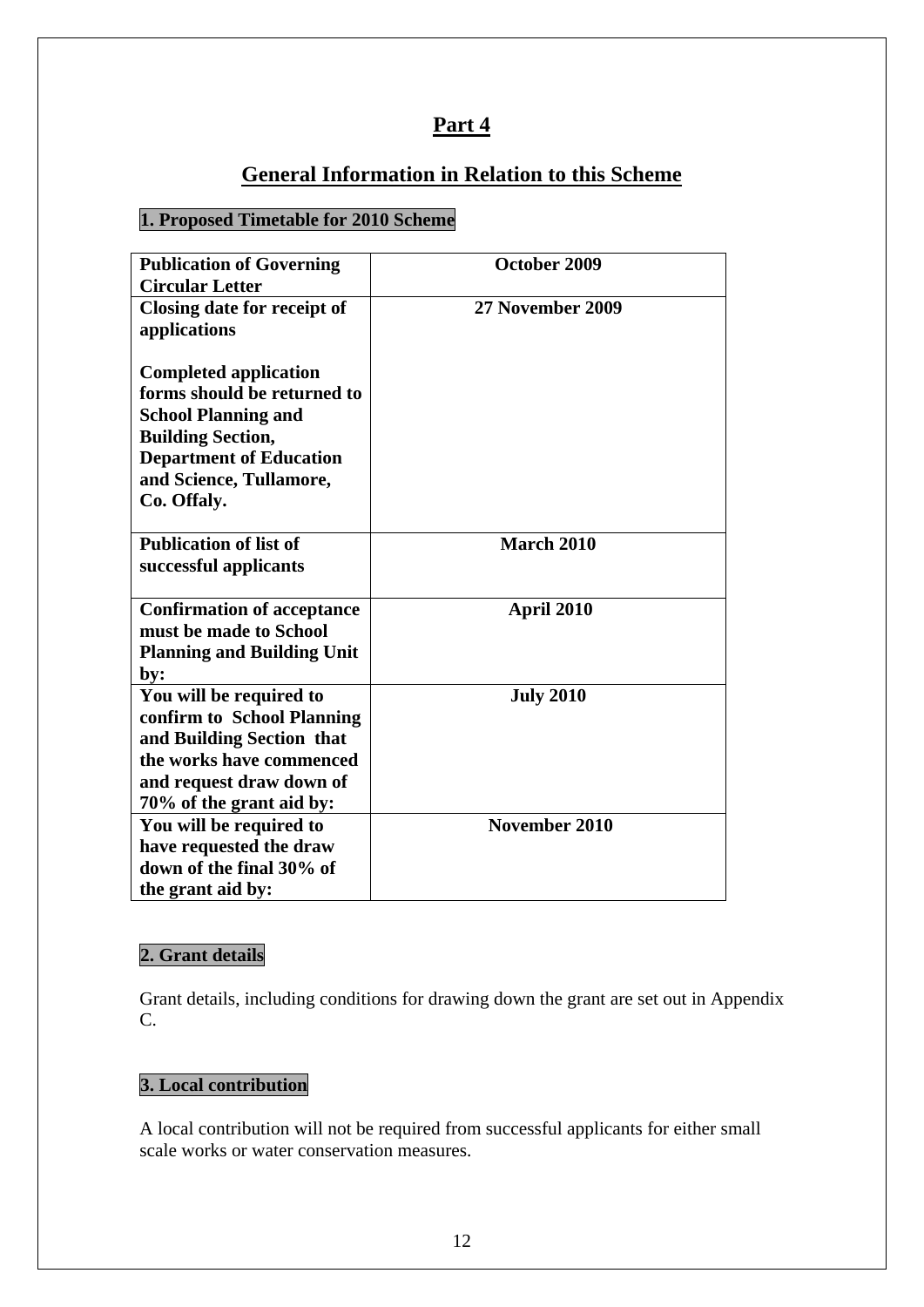# Part 4

## General Information in Relation to this Scheme

### 1. Proposed Timetable for 2010 Scheme

| | |
|---|---|
| **Publication of Governing Circular Letter** | **October 2009** |
| **Closing date for receipt of applications**<br><br>**Completed application forms should be returned to School Planning and Building Section, Department of Education and Science, Tullamore, Co. Offaly.** | **27 November 2009** |
| **Publication of list of successful applicants** | **March 2010** |
| **Confirmation of acceptance must be made to School Planning and Building Unit by:** | **April 2010** |
| **You will be required to confirm to School Planning and Building Section that the works have commenced and request draw down of 70% of the grant aid by:** | **July 2010** |
| **You will be required to have requested the draw down of the final 30% of the grant aid by:** | **November 2010** |

### 2. Grant details

Grant details, including conditions for drawing down the grant are set out in Appendix C.

### 3. Local contribution

A local contribution will not be required from successful applicants for either small scale works or water conservation measures.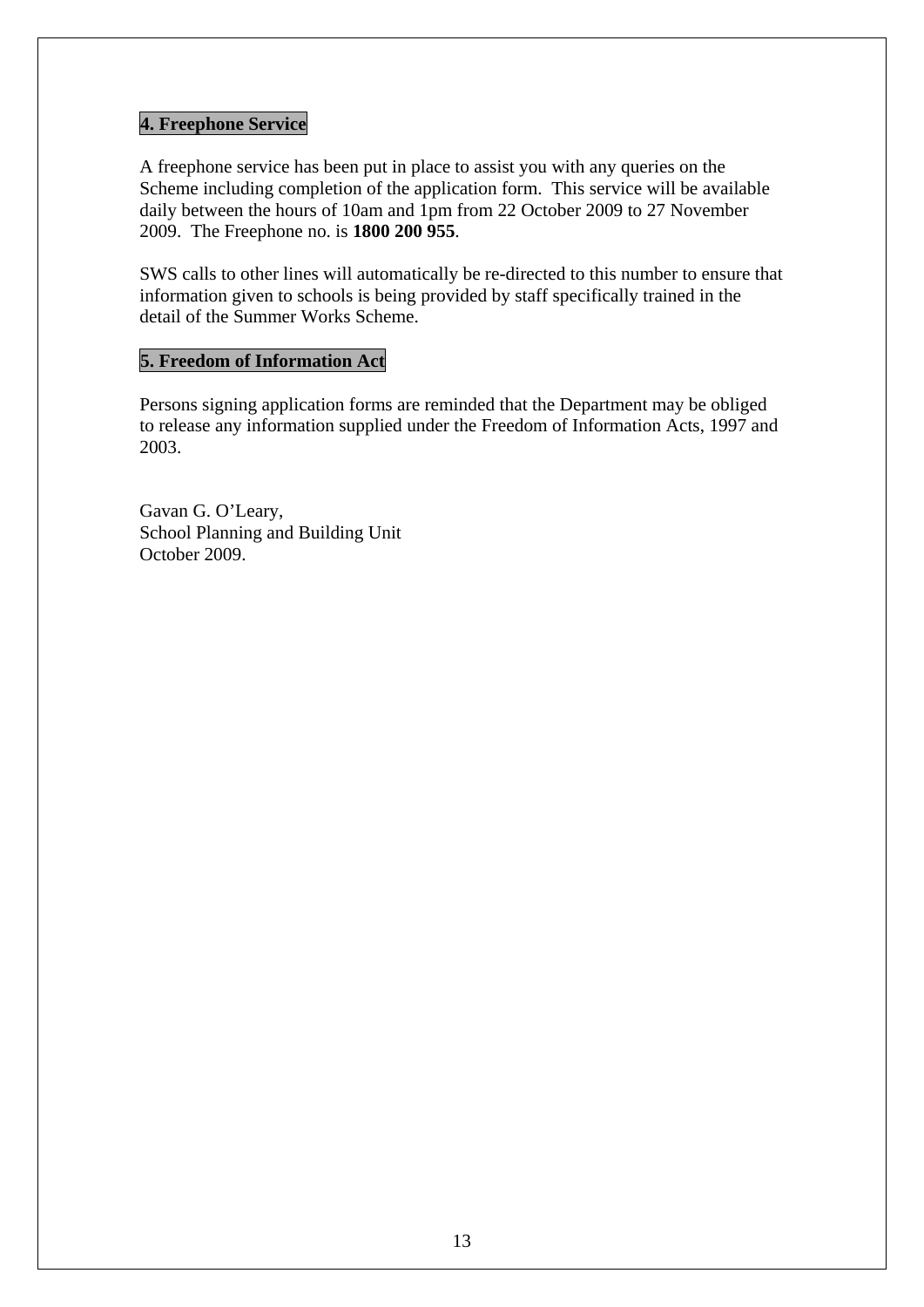## 4. Freephone Service

A freephone service has been put in place to assist you with any queries on the Scheme including completion of the application form. This service will be available daily between the hours of 10am and 1pm from 22 October 2009 to 27 November 2009. The Freephone no. is **1800 200 955**.

SWS calls to other lines will automatically be re-directed to this number to ensure that information given to schools is being provided by staff specifically trained in the detail of the Summer Works Scheme.

## 5. Freedom of Information Act

Persons signing application forms are reminded that the Department may be obliged to release any information supplied under the Freedom of Information Acts, 1997 and 2003.

Gavan G. O'Leary,
School Planning and Building Unit
October 2009.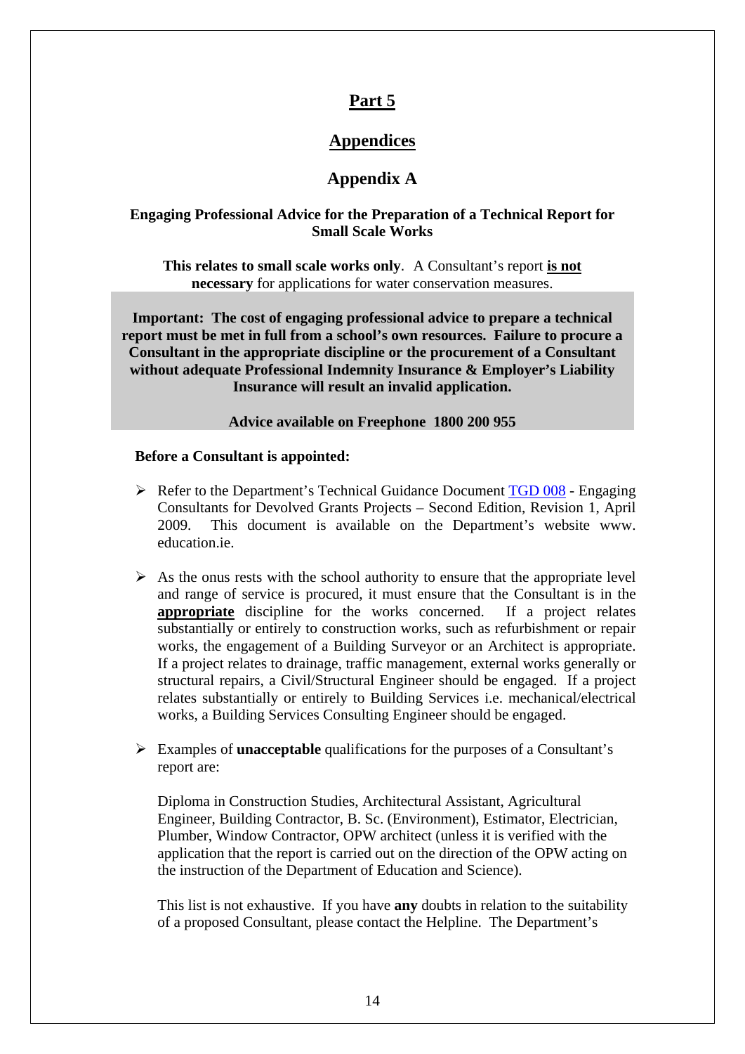# Part 5

## Appendices

## Appendix A

**Engaging Professional Advice for the Preparation of a Technical Report for Small Scale Works**

**This relates to small scale works only**. A Consultant's report **is not necessary** for applications for water conservation measures.

**Important: The cost of engaging professional advice to prepare a technical report must be met in full from a school's own resources. Failure to procure a Consultant in the appropriate discipline or the procurement of a Consultant without adequate Professional Indemnity Insurance & Employer's Liability Insurance will result an invalid application.**

**Advice available on Freephone 1800 200 955**

**Before a Consultant is appointed:**

- Refer to the Department's Technical Guidance Document TGD 008 - Engaging Consultants for Devolved Grants Projects – Second Edition, Revision 1, April 2009. This document is available on the Department's website www. education.ie.

- As the onus rests with the school authority to ensure that the appropriate level and range of service is procured, it must ensure that the Consultant is in the **appropriate** discipline for the works concerned. If a project relates substantially or entirely to construction works, such as refurbishment or repair works, the engagement of a Building Surveyor or an Architect is appropriate. If a project relates to drainage, traffic management, external works generally or structural repairs, a Civil/Structural Engineer should be engaged. If a project relates substantially or entirely to Building Services i.e. mechanical/electrical works, a Building Services Consulting Engineer should be engaged.

- Examples of **unacceptable** qualifications for the purposes of a Consultant's report are:

  Diploma in Construction Studies, Architectural Assistant, Agricultural Engineer, Building Contractor, B. Sc. (Environment), Estimator, Electrician, Plumber, Window Contractor, OPW architect (unless it is verified with the application that the report is carried out on the direction of the OPW acting on the instruction of the Department of Education and Science).

  This list is not exhaustive. If you have **any** doubts in relation to the suitability of a proposed Consultant, please contact the Helpline. The Department's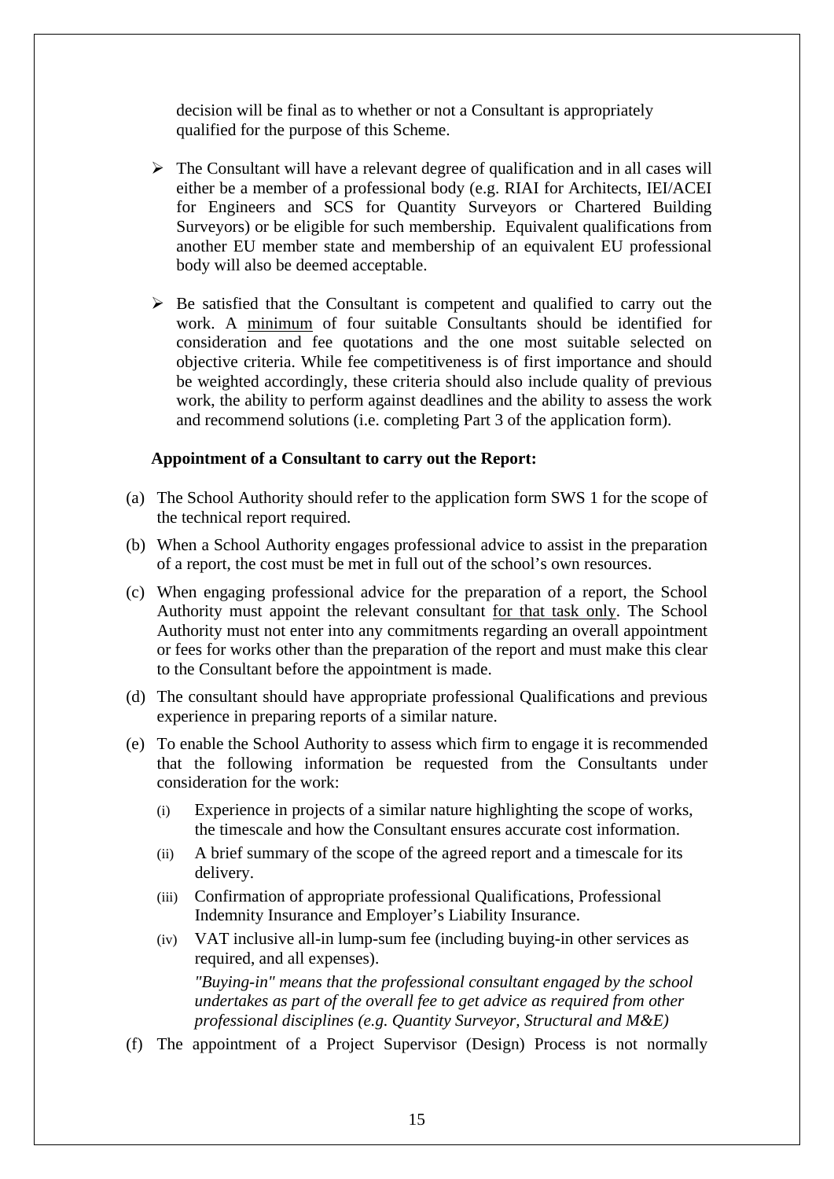decision will be final as to whether or not a Consultant is appropriately qualified for the purpose of this Scheme.

- The Consultant will have a relevant degree of qualification and in all cases will either be a member of a professional body (e.g. RIAI for Architects, IEI/ACEI for Engineers and SCS for Quantity Surveyors or Chartered Building Surveyors) or be eligible for such membership. Equivalent qualifications from another EU member state and membership of an equivalent EU professional body will also be deemed acceptable.

- Be satisfied that the Consultant is competent and qualified to carry out the work. A <u>minimum</u> of four suitable Consultants should be identified for consideration and fee quotations and the one most suitable selected on objective criteria. While fee competitiveness is of first importance and should be weighted accordingly, these criteria should also include quality of previous work, the ability to perform against deadlines and the ability to assess the work and recommend solutions (i.e. completing Part 3 of the application form).

**Appointment of a Consultant to carry out the Report:**

(a) The School Authority should refer to the application form SWS 1 for the scope of the technical report required.

(b) When a School Authority engages professional advice to assist in the preparation of a report, the cost must be met in full out of the school's own resources.

(c) When engaging professional advice for the preparation of a report, the School Authority must appoint the relevant consultant <u>for that task only</u>. The School Authority must not enter into any commitments regarding an overall appointment or fees for works other than the preparation of the report and must make this clear to the Consultant before the appointment is made.

(d) The consultant should have appropriate professional Qualifications and previous experience in preparing reports of a similar nature.

(e) To enable the School Authority to assess which firm to engage it is recommended that the following information be requested from the Consultants under consideration for the work:

   (i) Experience in projects of a similar nature highlighting the scope of works, the timescale and how the Consultant ensures accurate cost information.

   (ii) A brief summary of the scope of the agreed report and a timescale for its delivery.

   (iii) Confirmation of appropriate professional Qualifications, Professional Indemnity Insurance and Employer's Liability Insurance.

   (iv) VAT inclusive all-in lump-sum fee (including buying-in other services as required, and all expenses).

   *"Buying-in" means that the professional consultant engaged by the school undertakes as part of the overall fee to get advice as required from other professional disciplines (e.g. Quantity Surveyor, Structural and M&E)*

(f) The appointment of a Project Supervisor (Design) Process is not normally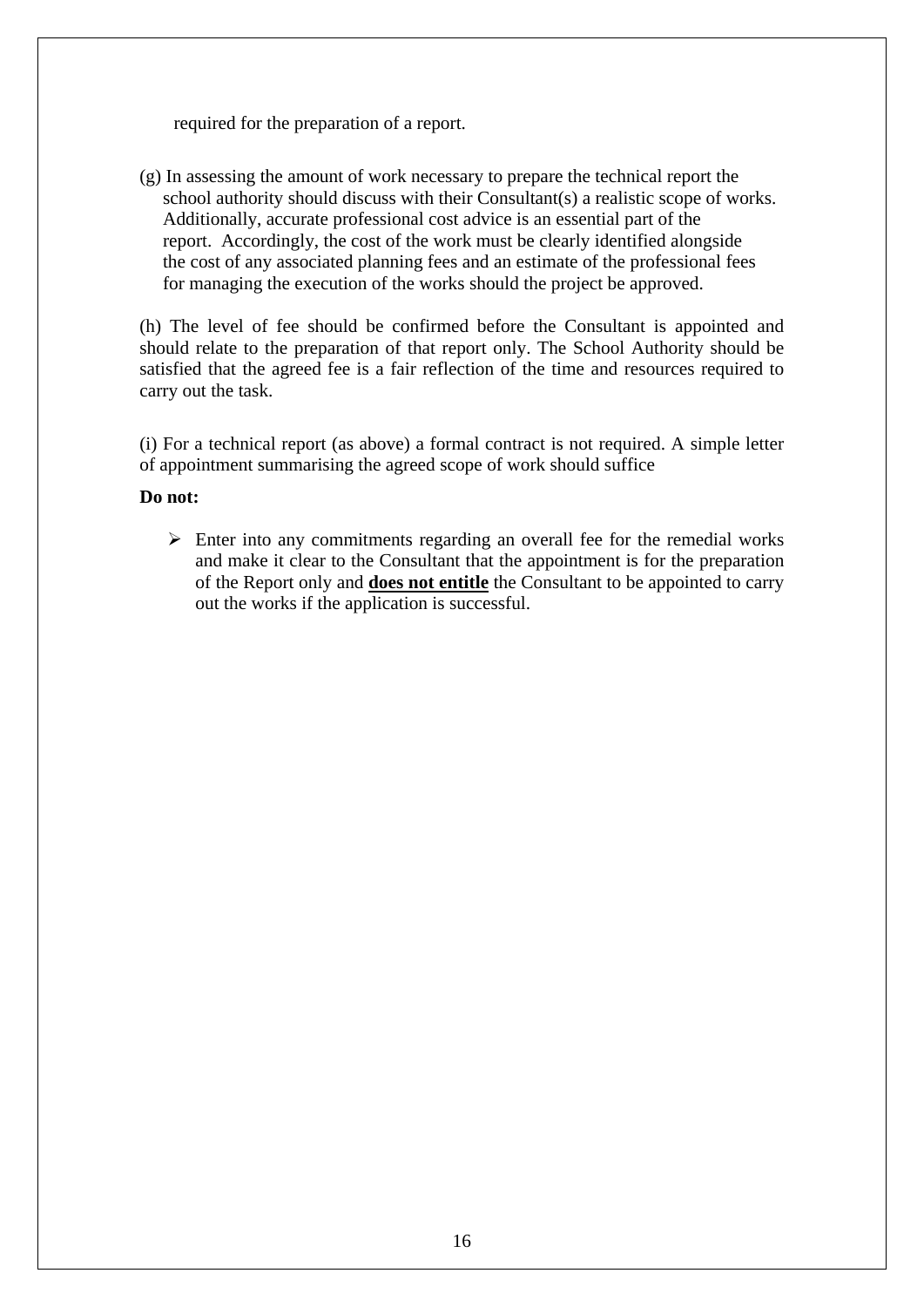required for the preparation of a report.

(g) In assessing the amount of work necessary to prepare the technical report the school authority should discuss with their Consultant(s) a realistic scope of works. Additionally, accurate professional cost advice is an essential part of the report. Accordingly, the cost of the work must be clearly identified alongside the cost of any associated planning fees and an estimate of the professional fees for managing the execution of the works should the project be approved.

(h) The level of fee should be confirmed before the Consultant is appointed and should relate to the preparation of that report only. The School Authority should be satisfied that the agreed fee is a fair reflection of the time and resources required to carry out the task.

(i) For a technical report (as above) a formal contract is not required. A simple letter of appointment summarising the agreed scope of work should suffice

**Do not:**

- Enter into any commitments regarding an overall fee for the remedial works and make it clear to the Consultant that the appointment is for the preparation of the Report only and <u>**does not entitle**</u> the Consultant to be appointed to carry out the works if the application is successful.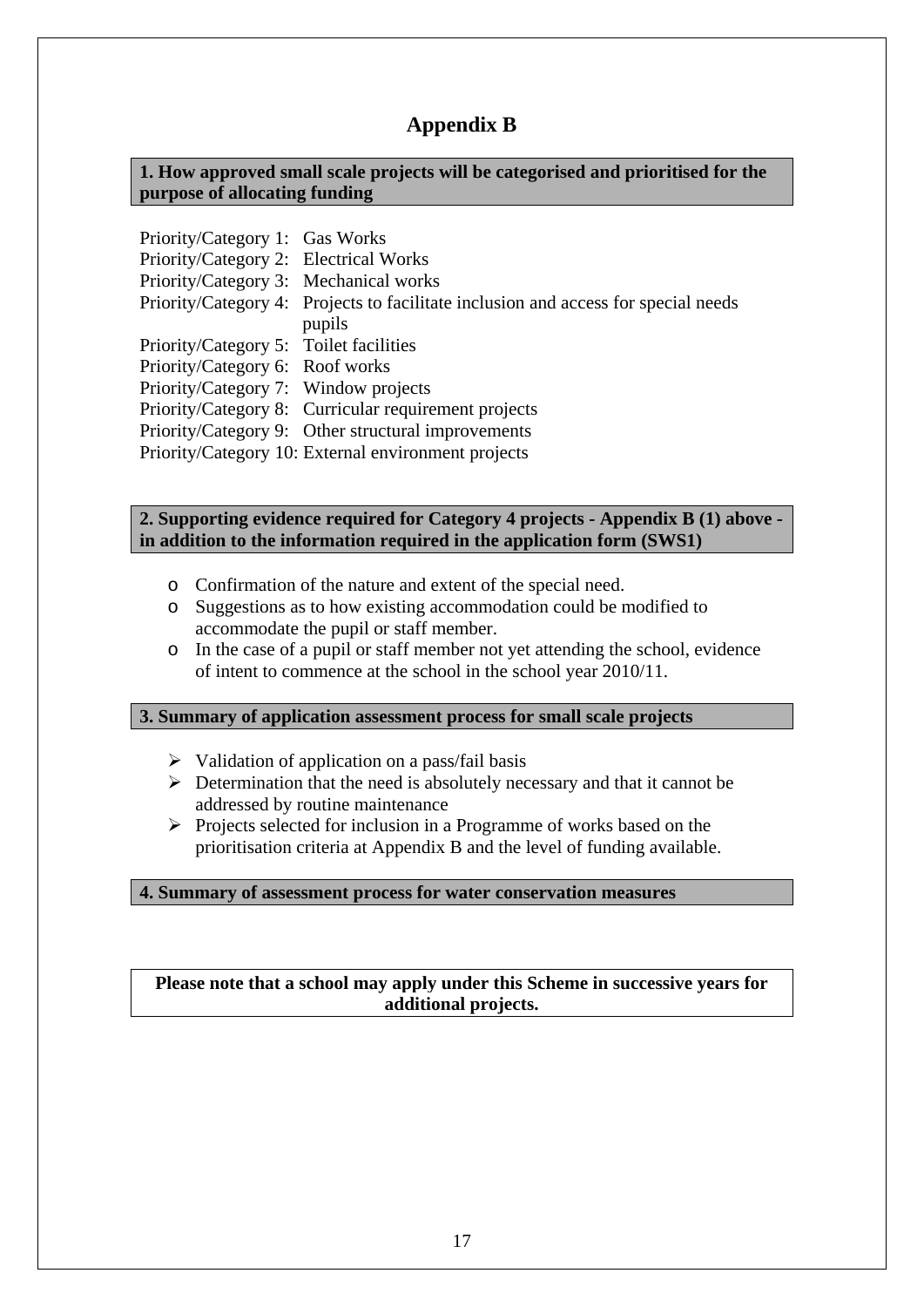# Appendix B

**1. How approved small scale projects will be categorised and prioritised for the purpose of allocating funding**

Priority/Category 1: Gas Works
Priority/Category 2: Electrical Works
Priority/Category 3: Mechanical works
Priority/Category 4: Projects to facilitate inclusion and access for special needs pupils
Priority/Category 5: Toilet facilities
Priority/Category 6: Roof works
Priority/Category 7: Window projects
Priority/Category 8: Curricular requirement projects
Priority/Category 9: Other structural improvements
Priority/Category 10: External environment projects

**2. Supporting evidence required for Category 4 projects - Appendix B (1) above - in addition to the information required in the application form (SWS1)**

- Confirmation of the nature and extent of the special need.
- Suggestions as to how existing accommodation could be modified to accommodate the pupil or staff member.
- In the case of a pupil or staff member not yet attending the school, evidence of intent to commence at the school in the school year 2010/11.

**3. Summary of application assessment process for small scale projects**

- Validation of application on a pass/fail basis
- Determination that the need is absolutely necessary and that it cannot be addressed by routine maintenance
- Projects selected for inclusion in a Programme of works based on the prioritisation criteria at Appendix B and the level of funding available.

**4. Summary of assessment process for water conservation measures**

**Please note that a school may apply under this Scheme in successive years for additional projects.**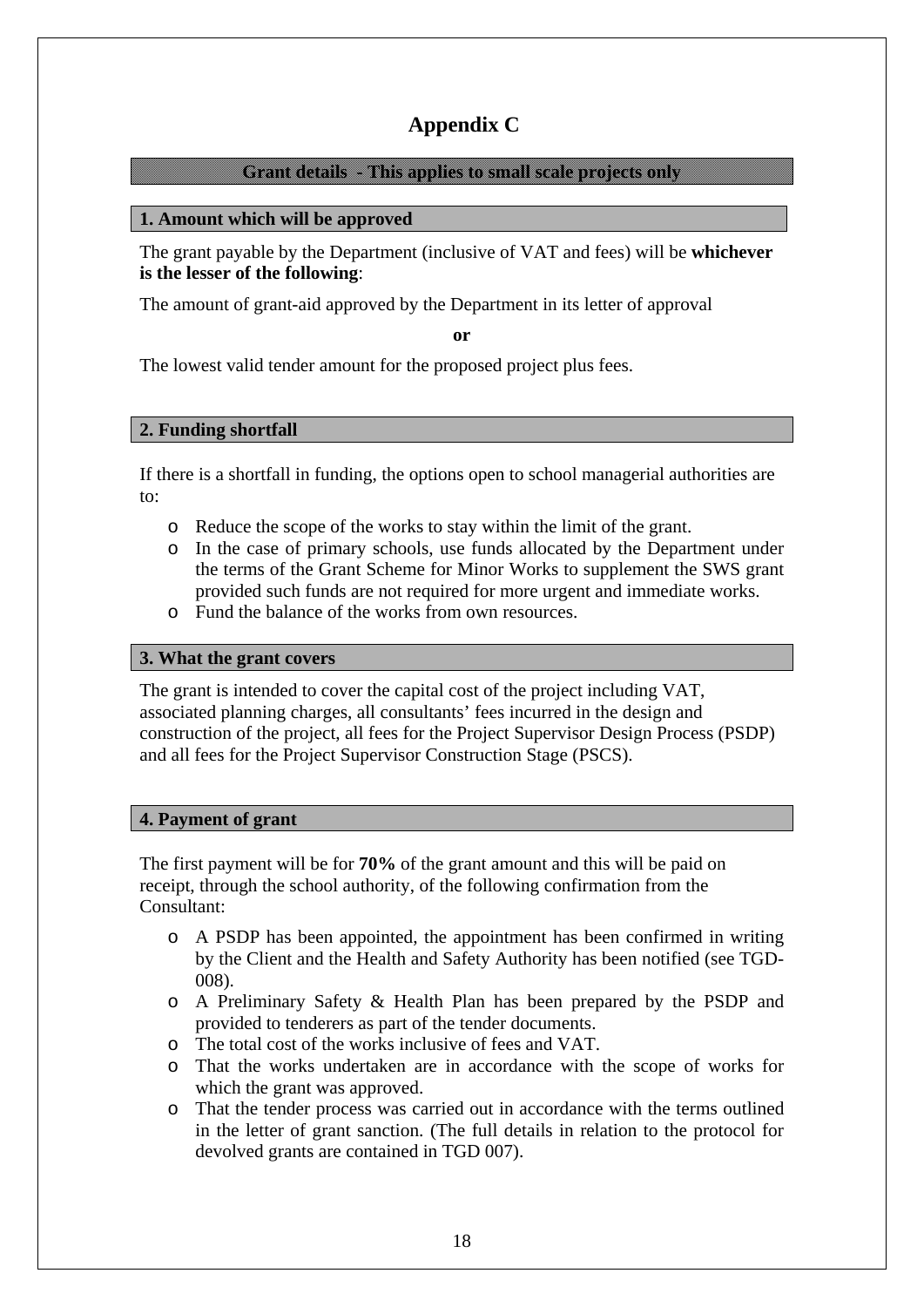# Appendix C

**Grant details - This applies to small scale projects only**

## 1. Amount which will be approved

The grant payable by the Department (inclusive of VAT and fees) will be **whichever is the lesser of the following**:

The amount of grant-aid approved by the Department in its letter of approval

**or**

The lowest valid tender amount for the proposed project plus fees.

## 2. Funding shortfall

If there is a shortfall in funding, the options open to school managerial authorities are to:

- Reduce the scope of the works to stay within the limit of the grant.
- In the case of primary schools, use funds allocated by the Department under the terms of the Grant Scheme for Minor Works to supplement the SWS grant provided such funds are not required for more urgent and immediate works.
- Fund the balance of the works from own resources.

## 3. What the grant covers

The grant is intended to cover the capital cost of the project including VAT, associated planning charges, all consultants' fees incurred in the design and construction of the project, all fees for the Project Supervisor Design Process (PSDP) and all fees for the Project Supervisor Construction Stage (PSCS).

## 4. Payment of grant

The first payment will be for **70%** of the grant amount and this will be paid on receipt, through the school authority, of the following confirmation from the Consultant:

- A PSDP has been appointed, the appointment has been confirmed in writing by the Client and the Health and Safety Authority has been notified (see TGD-008).
- A Preliminary Safety & Health Plan has been prepared by the PSDP and provided to tenderers as part of the tender documents.
- The total cost of the works inclusive of fees and VAT.
- That the works undertaken are in accordance with the scope of works for which the grant was approved.
- That the tender process was carried out in accordance with the terms outlined in the letter of grant sanction. (The full details in relation to the protocol for devolved grants are contained in TGD 007).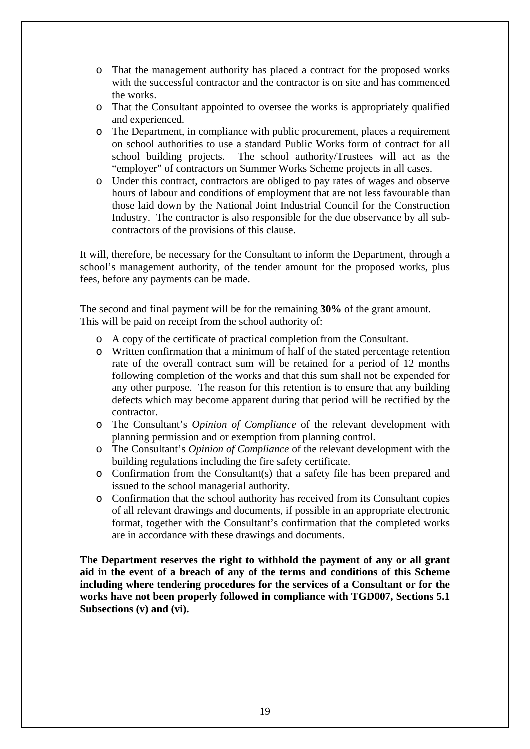- That the management authority has placed a contract for the proposed works with the successful contractor and the contractor is on site and has commenced the works.
- That the Consultant appointed to oversee the works is appropriately qualified and experienced.
- The Department, in compliance with public procurement, places a requirement on school authorities to use a standard Public Works form of contract for all school building projects. The school authority/Trustees will act as the "employer" of contractors on Summer Works Scheme projects in all cases.
- Under this contract, contractors are obliged to pay rates of wages and observe hours of labour and conditions of employment that are not less favourable than those laid down by the National Joint Industrial Council for the Construction Industry. The contractor is also responsible for the due observance by all sub-contractors of the provisions of this clause.

It will, therefore, be necessary for the Consultant to inform the Department, through a school's management authority, of the tender amount for the proposed works, plus fees, before any payments can be made.

The second and final payment will be for the remaining **30%** of the grant amount. This will be paid on receipt from the school authority of:

- A copy of the certificate of practical completion from the Consultant.
- Written confirmation that a minimum of half of the stated percentage retention rate of the overall contract sum will be retained for a period of 12 months following completion of the works and that this sum shall not be expended for any other purpose. The reason for this retention is to ensure that any building defects which may become apparent during that period will be rectified by the contractor.
- The Consultant's *Opinion of Compliance* of the relevant development with planning permission and or exemption from planning control.
- The Consultant's *Opinion of Compliance* of the relevant development with the building regulations including the fire safety certificate.
- Confirmation from the Consultant(s) that a safety file has been prepared and issued to the school managerial authority.
- Confirmation that the school authority has received from its Consultant copies of all relevant drawings and documents, if possible in an appropriate electronic format, together with the Consultant's confirmation that the completed works are in accordance with these drawings and documents.

**The Department reserves the right to withhold the payment of any or all grant aid in the event of a breach of any of the terms and conditions of this Scheme including where tendering procedures for the services of a Consultant or for the works have not been properly followed in compliance with TGD007, Sections 5.1 Subsections (v) and (vi).**